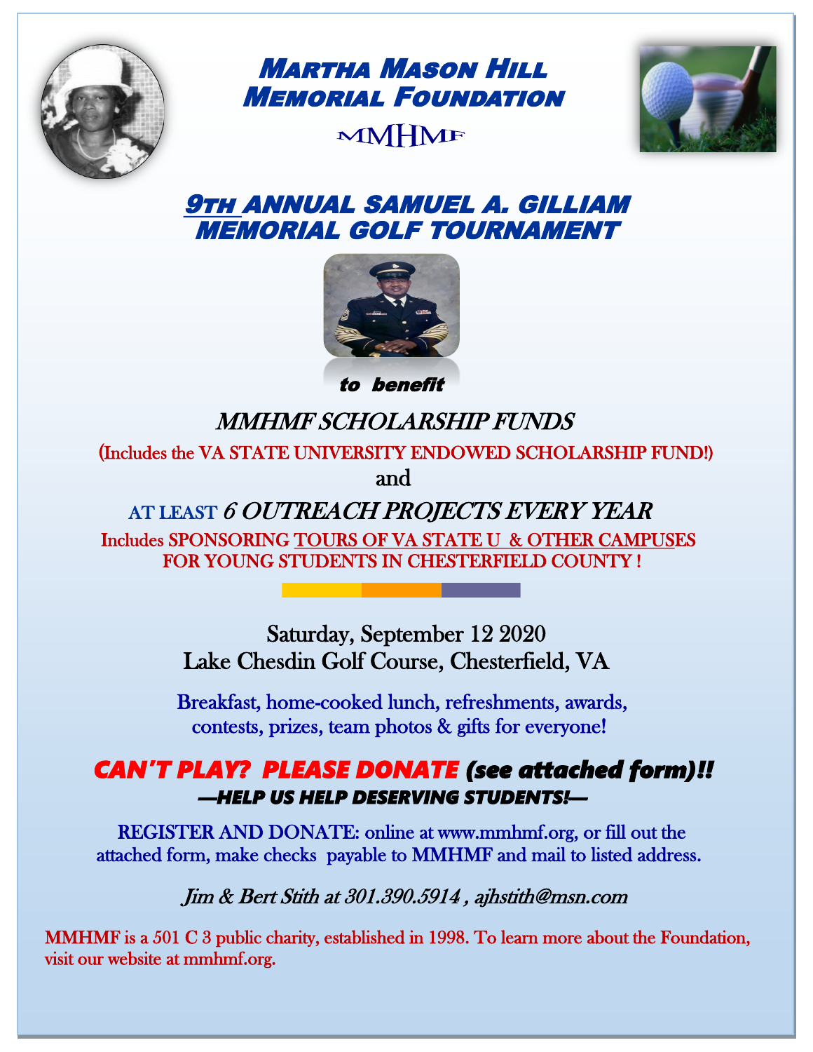# MARTHA MASON HILL MEMORIAL FOUNDATION

MMHMF

## 9TH ANNUAL SAMUEL A. GILLIAM MEMORIAL GOLF TOURNAMENT

***to benefit***

*MMHMF SCHOLARSHIP FUNDS*

(Includes the VA STATE UNIVERSITY ENDOWED SCHOLARSHIP FUND!)

and

AT LEAST *6 OUTREACH PROJECTS EVERY YEAR*

Includes SPONSORING TOURS OF VA STATE U & OTHER CAMPUSES FOR YOUNG STUDENTS IN CHESTERFIELD COUNTY !

Saturday, September 12 2020
Lake Chesdin Golf Course, Chesterfield, VA

Breakfast, home-cooked lunch, refreshments, awards, contests, prizes, team photos & gifts for everyone!

***CAN'T PLAY? PLEASE DONATE (see attached form)!!***

***—HELP US HELP DESERVING STUDENTS!—***

REGISTER AND DONATE: online at www.mmhmf.org, or fill out the attached form, make checks payable to MMHMF and mail to listed address.

*Jim & Bert Stith at 301.390.5914 , ajhstith@msn.com*

MMHMF is a 501 C 3 public charity, established in 1998. To learn more about the Foundation, visit our website at mmhmf.org.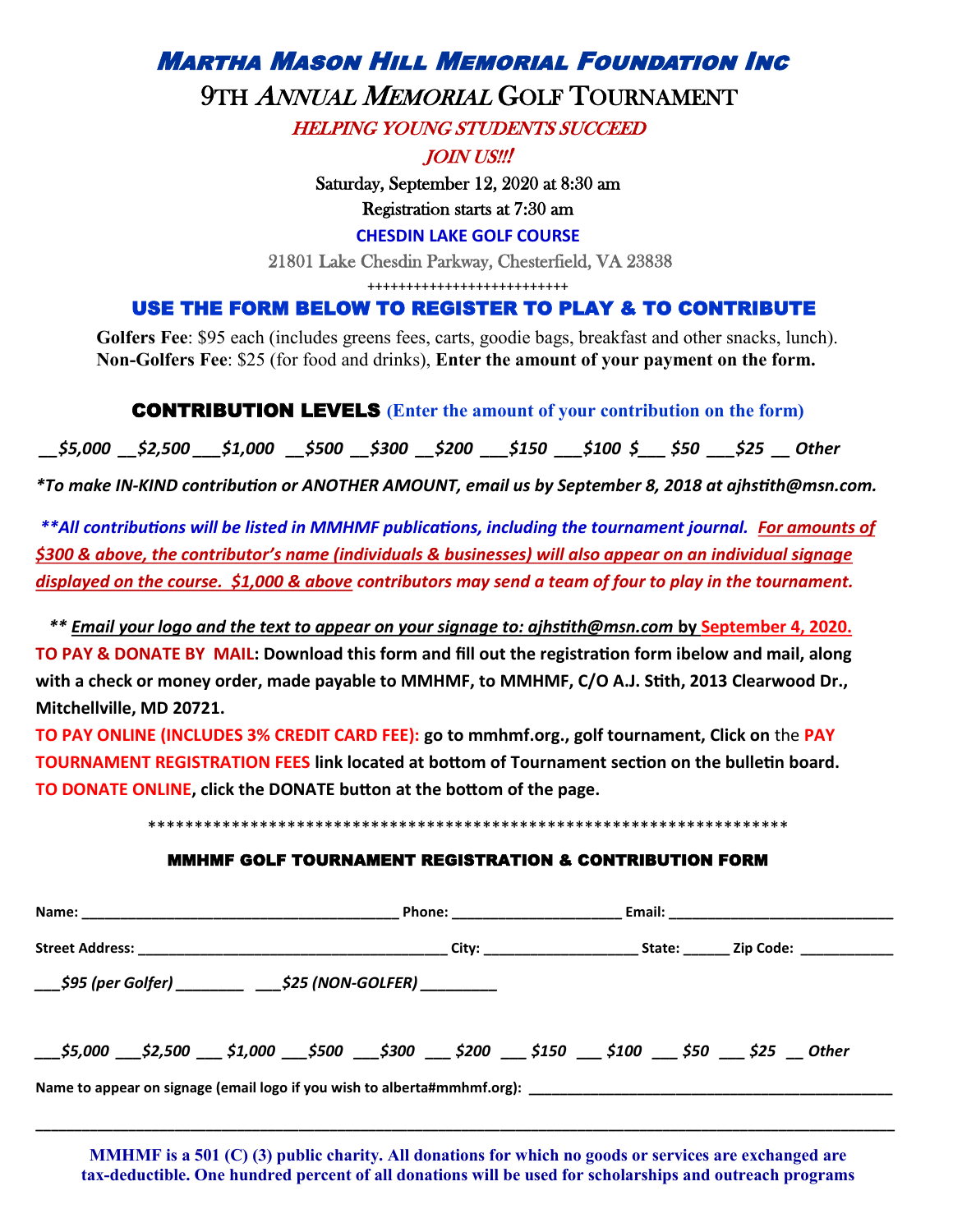# MARTHA MASON HILL MEMORIAL FOUNDATION INC

## 9TH *ANNUAL MEMORIAL* GOLF TOURNAMENT

***HELPING YOUNG STUDENTS SUCCEED***

***JOIN US!!!***

Saturday, September 12, 2020 at 8:30 am

Registration starts at 7:30 am

**CHESDIN LAKE GOLF COURSE**

21801 Lake Chesdin Parkway, Chesterfield, VA 23838

++++++++++++++++++++++++++

## USE THE FORM BELOW TO REGISTER TO PLAY & TO CONTRIBUTE

**Golfers Fee**: $95 each (includes greens fees, carts, goodie bags, breakfast and other snacks, lunch).
**Non-Golfers Fee**: $25 (for food and drinks), **Enter the amount of your payment on the form.**

### CONTRIBUTION LEVELS **(Enter the amount of your contribution on the form)**

***__$5,000 __$2,500 ___$1,000 __$500 __$300 __$200 ___$150 ___$100 $___ $50 ___$25 __ Other***

***To make IN-KIND contribution or ANOTHER AMOUNT, email us by September 8, 2018 at ajhstith@msn.com.***

***\*\*All contributions will be listed in MMHMF publications, including the tournament journal. For amounts of $300 & above, the contributor's name (individuals & businesses) will also appear on an individual signage displayed on the course. $1,000 & above contributors may send a team of four to play in the tournament.***

***\*\* Email your logo and the text to appear on your signage to: ajhstith@msn.com*** **by September 4, 2020.**

**TO PAY & DONATE BY MAIL: Download this form and fill out the registration form ibelow and mail, along with a check or money order, made payable to MMHMF, to MMHMF, C/O A.J. Stith, 2013 Clearwood Dr., Mitchellville, MD 20721.**

**TO PAY ONLINE (INCLUDES 3% CREDIT CARD FEE): go to mmhmf.org., golf tournament, Click on** the **PAY TOURNAMENT REGISTRATION FEES link located at bottom of Tournament section on the bulletin board.**

**TO DONATE ONLINE, click the DONATE button at the bottom of the page.**

*************************************************************************

### MMHMF GOLF TOURNAMENT REGISTRATION & CONTRIBUTION FORM

**Name:** ________________________________________ **Phone:** _____________________ **Email:** _____________________________

**Street Address:** ________________________________________ **City:** ___________________ **State:** ______ **Zip Code:** ___________

***___$95 (per Golfer) ________ ___$25 (NON-GOLFER) _________***

***___$5,000 ___$2,500 ___ $1,000 ___$500 ___$300 ___ $200 ___ $150 ___ $100 ___ $50 ___ $25 __ Other***

**Name to appear on signage (email logo if you wish to alberta#mmhmf.org):** ______________________________________________

_____________________________________________________________________________________________________

**MMHMF is a 501 (C) (3) public charity. All donations for which no goods or services are exchanged are tax-deductible. One hundred percent of all donations will be used for scholarships and outreach programs**